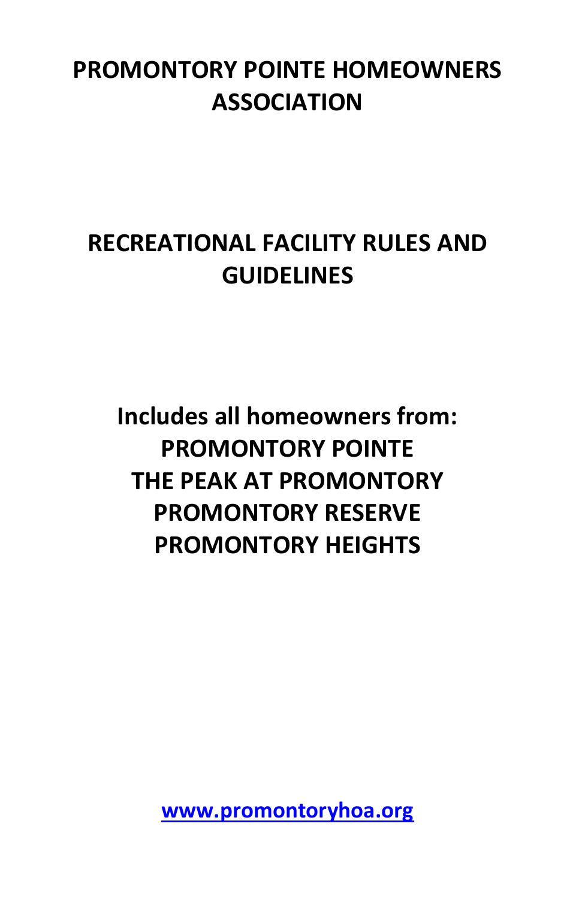# PROMONTORY POINTE HOMEOWNERS ASSOCIATION

# RECREATIONAL FACILITY RULES AND GUIDELINES

**Includes all homeowners from:**
**PROMONTORY POINTE**
**THE PEAK AT PROMONTORY**
**PROMONTORY RESERVE**
**PROMONTORY HEIGHTS**

**[www.promontoryhoa.org](http://www.promontoryhoa.org)**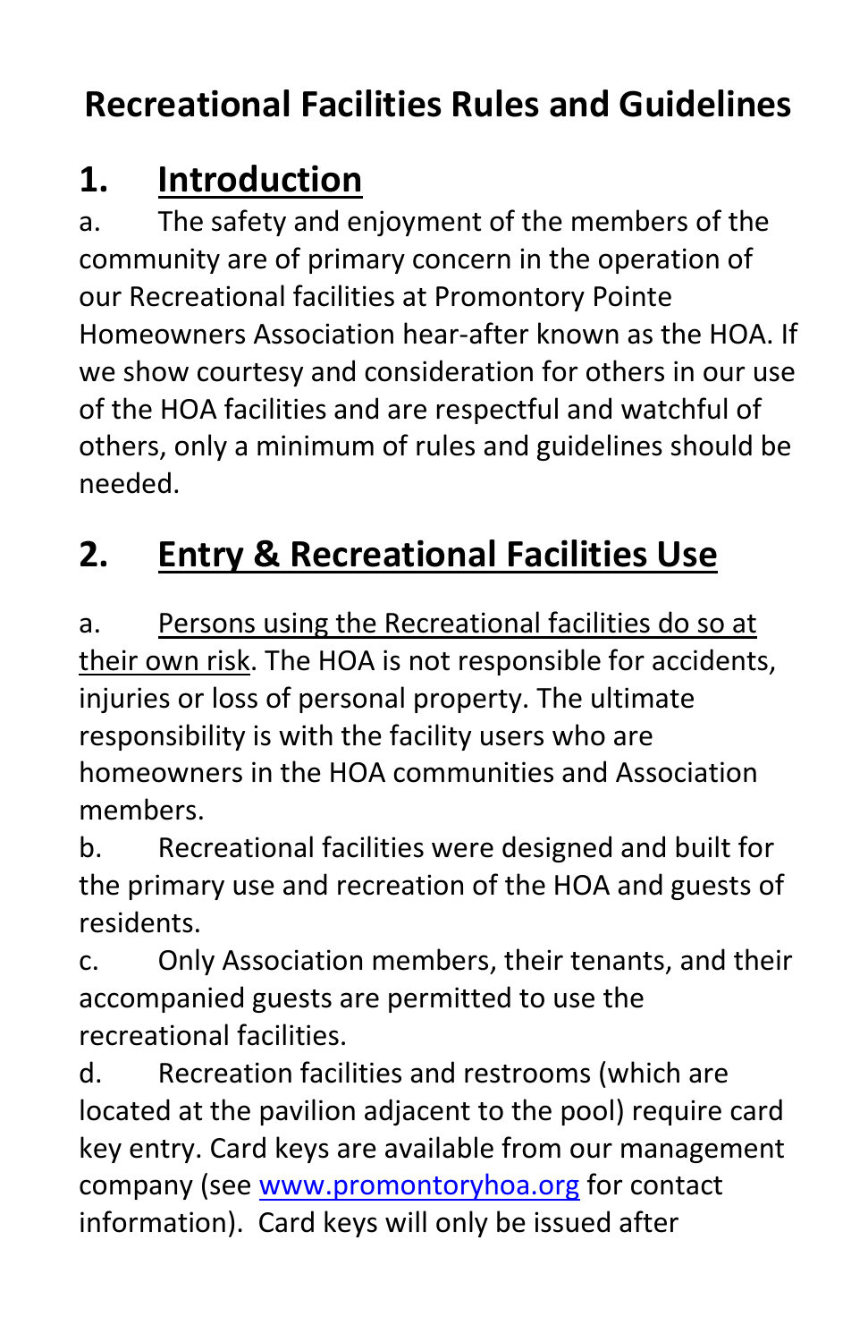# Recreational Facilities Rules and Guidelines

## 1. Introduction

a. The safety and enjoyment of the members of the community are of primary concern in the operation of our Recreational facilities at Promontory Pointe Homeowners Association hear-after known as the HOA. If we show courtesy and consideration for others in our use of the HOA facilities and are respectful and watchful of others, only a minimum of rules and guidelines should be needed.

## 2. Entry & Recreational Facilities Use

a. Persons using the Recreational facilities do so at their own risk. The HOA is not responsible for accidents, injuries or loss of personal property. The ultimate responsibility is with the facility users who are homeowners in the HOA communities and Association members.

b. Recreational facilities were designed and built for the primary use and recreation of the HOA and guests of residents.

c. Only Association members, their tenants, and their accompanied guests are permitted to use the recreational facilities.

d. Recreation facilities and restrooms (which are located at the pavilion adjacent to the pool) require card key entry. Card keys are available from our management company (see [www.promontoryhoa.org](http://www.promontoryhoa.org) for contact information). Card keys will only be issued after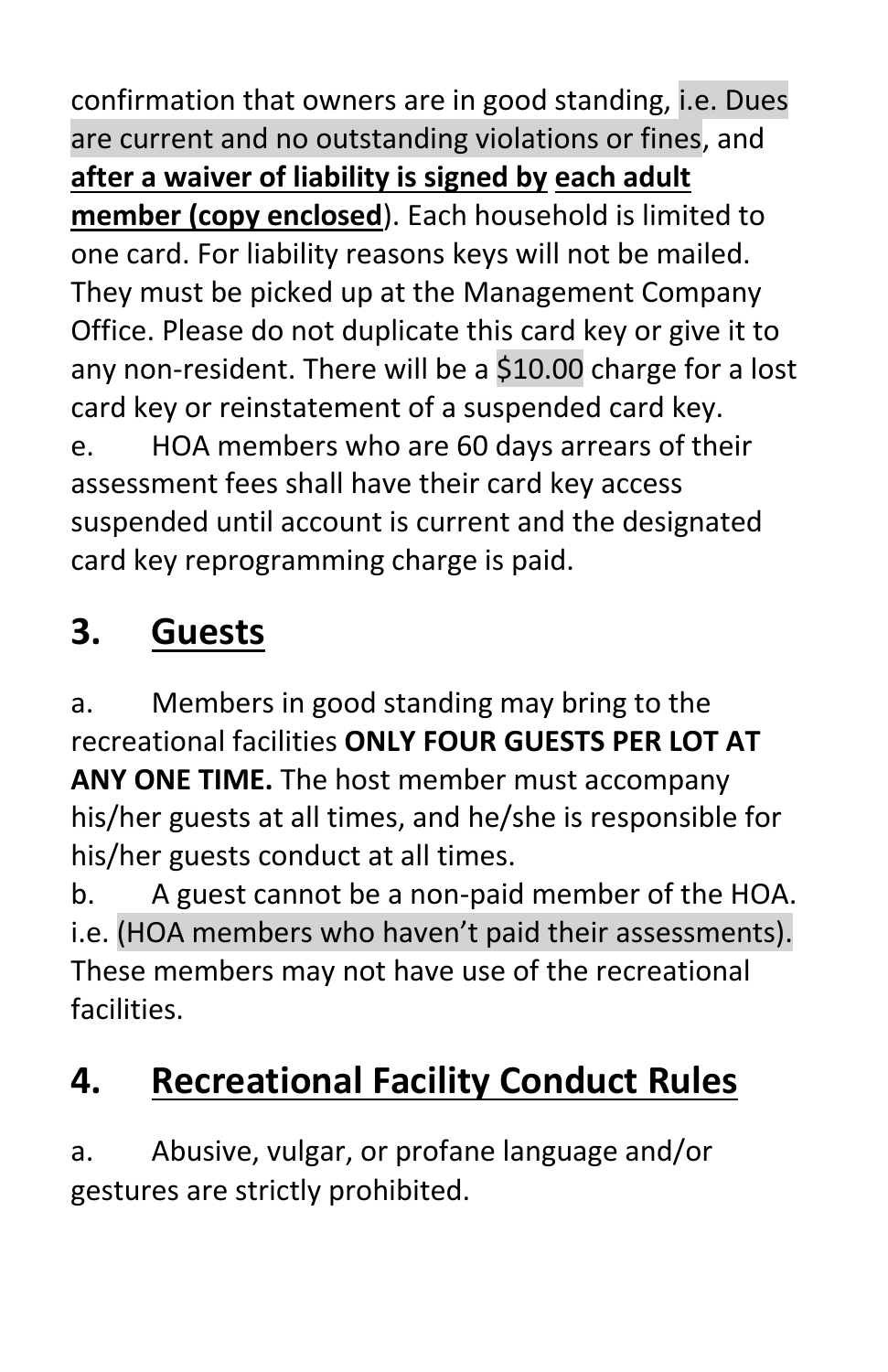confirmation that owners are in good standing, i.e. Dues are current and no outstanding violations or fines, and **after a waiver of liability is signed by each adult member (copy enclosed)**. Each household is limited to one card. For liability reasons keys will not be mailed. They must be picked up at the Management Company Office. Please do not duplicate this card key or give it to any non-resident. There will be a $10.00 charge for a lost card key or reinstatement of a suspended card key.

e. HOA members who are 60 days arrears of their assessment fees shall have their card key access suspended until account is current and the designated card key reprogramming charge is paid.

## 3. Guests

a. Members in good standing may bring to the recreational facilities **ONLY FOUR GUESTS PER LOT AT ANY ONE TIME.** The host member must accompany his/her guests at all times, and he/she is responsible for his/her guests conduct at all times.

b. A guest cannot be a non-paid member of the HOA. i.e. (HOA members who haven't paid their assessments). These members may not have use of the recreational facilities.

## 4. Recreational Facility Conduct Rules

a. Abusive, vulgar, or profane language and/or gestures are strictly prohibited.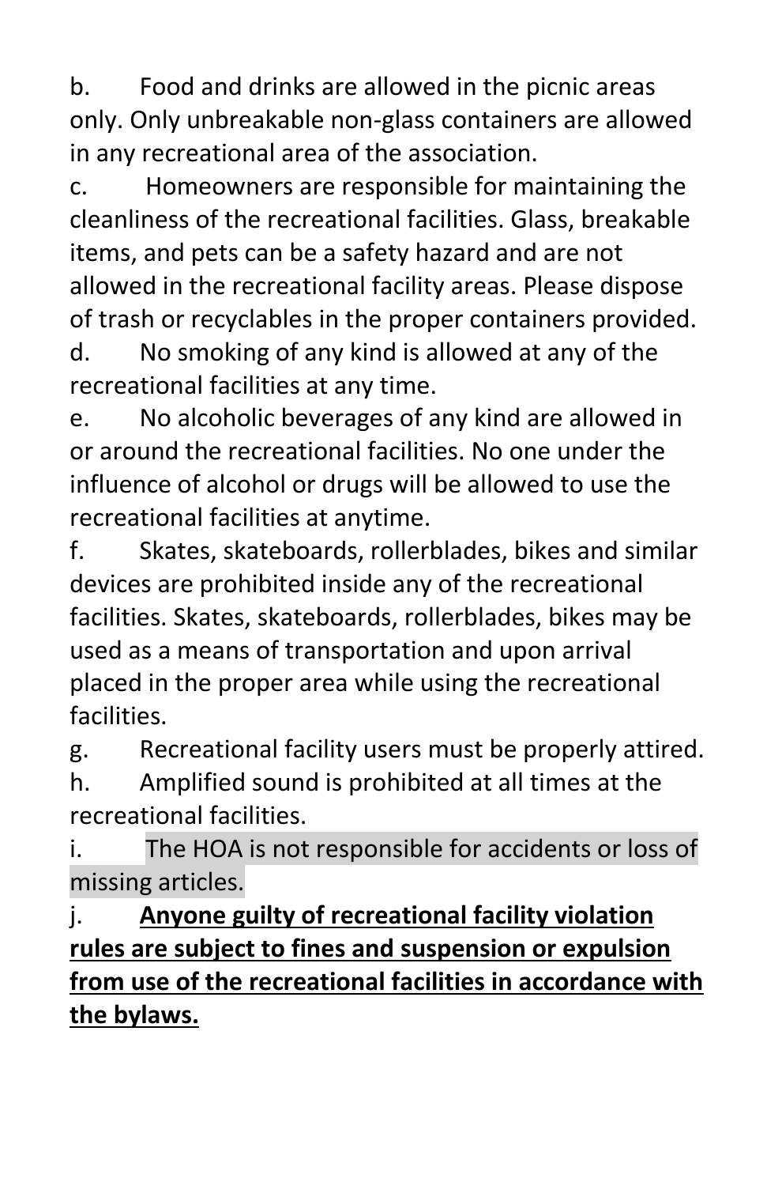b. Food and drinks are allowed in the picnic areas only. Only unbreakable non-glass containers are allowed in any recreational area of the association.

c. Homeowners are responsible for maintaining the cleanliness of the recreational facilities. Glass, breakable items, and pets can be a safety hazard and are not allowed in the recreational facility areas. Please dispose of trash or recyclables in the proper containers provided.

d. No smoking of any kind is allowed at any of the recreational facilities at any time.

e. No alcoholic beverages of any kind are allowed in or around the recreational facilities. No one under the influence of alcohol or drugs will be allowed to use the recreational facilities at anytime.

f. Skates, skateboards, rollerblades, bikes and similar devices are prohibited inside any of the recreational facilities. Skates, skateboards, rollerblades, bikes may be used as a means of transportation and upon arrival placed in the proper area while using the recreational facilities.

g. Recreational facility users must be properly attired.

h. Amplified sound is prohibited at all times at the recreational facilities.

i. The HOA is not responsible for accidents or loss of missing articles.

j. **<u>Anyone guilty of recreational facility violation rules are subject to fines and suspension or expulsion from use of the recreational facilities in accordance with the bylaws.</u>**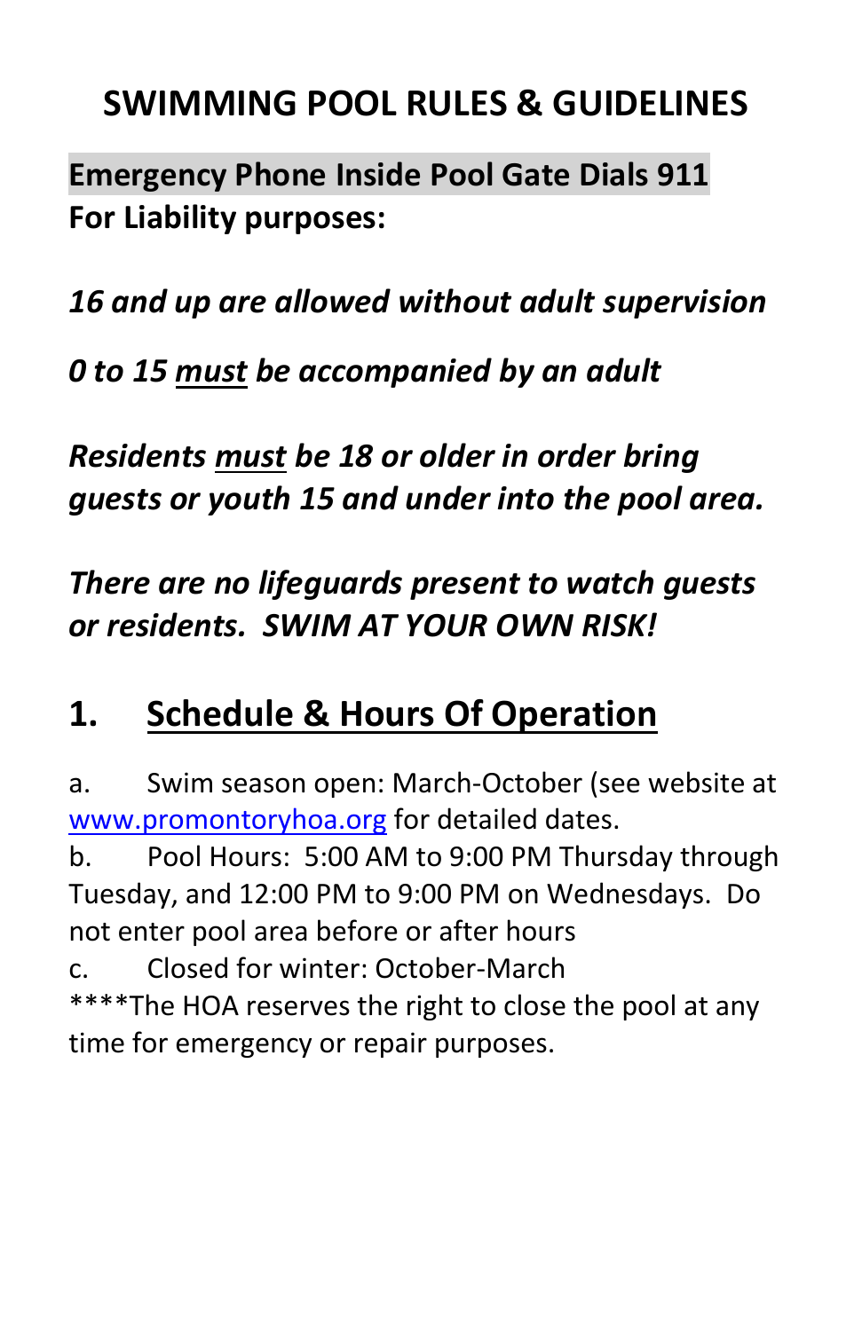# SWIMMING POOL RULES & GUIDELINES

**Emergency Phone Inside Pool Gate Dials 911**
**For Liability purposes:**

***16 and up are allowed without adult supervision***

***0 to 15 <u>must</u> be accompanied by an adult***

***Residents <u>must</u> be 18 or older in order bring guests or youth 15 and under into the pool area.***

***There are no lifeguards present to watch guests or residents. SWIM AT YOUR OWN RISK!***

## 1. <u>Schedule & Hours Of Operation</u>

a. Swim season open: March-October (see website at [www.promontoryhoa.org](http://www.promontoryhoa.org) for detailed dates.
b. Pool Hours: 5:00 AM to 9:00 PM Thursday through Tuesday, and 12:00 PM to 9:00 PM on Wednesdays. Do not enter pool area before or after hours
c. Closed for winter: October-March
****The HOA reserves the right to close the pool at any time for emergency or repair purposes.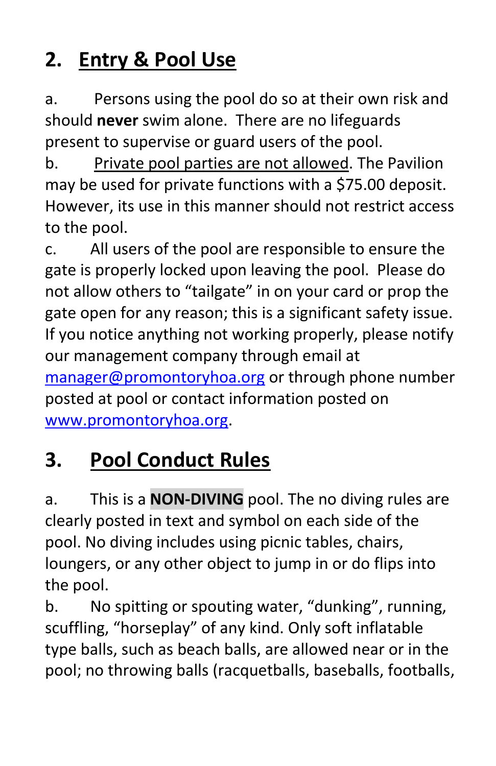## 2. Entry & Pool Use

a. Persons using the pool do so at their own risk and should **never** swim alone. There are no lifeguards present to supervise or guard users of the pool.

b. Private pool parties are not allowed. The Pavilion may be used for private functions with a $75.00 deposit. However, its use in this manner should not restrict access to the pool.

c. All users of the pool are responsible to ensure the gate is properly locked upon leaving the pool. Please do not allow others to "tailgate" in on your card or prop the gate open for any reason; this is a significant safety issue. If you notice anything not working properly, please notify our management company through email at manager@promontoryhoa.org or through phone number posted at pool or contact information posted on www.promontoryhoa.org.

## 3. Pool Conduct Rules

a. This is a **NON-DIVING** pool. The no diving rules are clearly posted in text and symbol on each side of the pool. No diving includes using picnic tables, chairs, loungers, or any other object to jump in or do flips into the pool.

b. No spitting or spouting water, "dunking", running, scuffling, "horseplay" of any kind. Only soft inflatable type balls, such as beach balls, are allowed near or in the pool; no throwing balls (racquetballs, baseballs, footballs,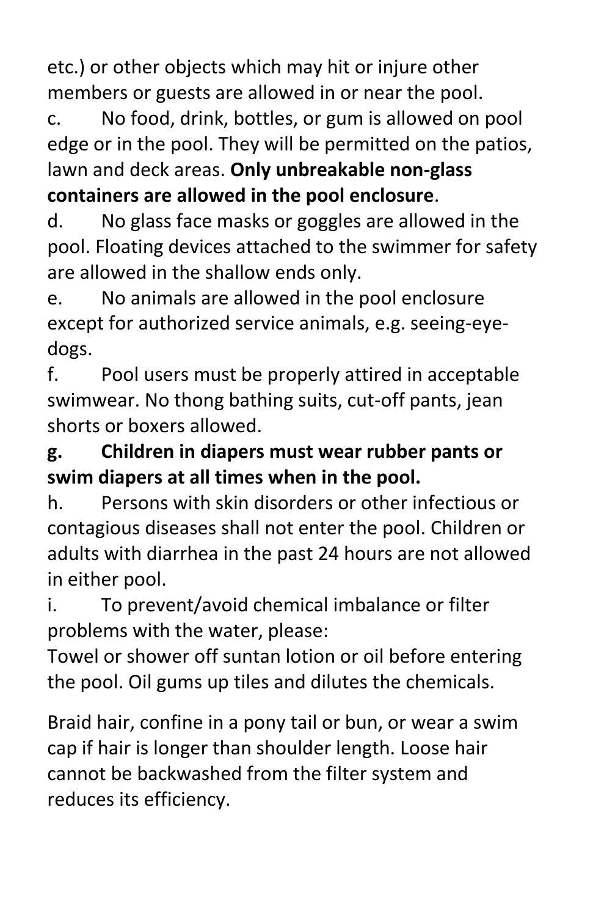etc.) or other objects which may hit or injure other members or guests are allowed in or near the pool.

c. No food, drink, bottles, or gum is allowed on pool edge or in the pool. They will be permitted on the patios, lawn and deck areas. **Only unbreakable non-glass containers are allowed in the pool enclosure**.

d. No glass face masks or goggles are allowed in the pool. Floating devices attached to the swimmer for safety are allowed in the shallow ends only.

e. No animals are allowed in the pool enclosure except for authorized service animals, e.g. seeing-eye-dogs.

f. Pool users must be properly attired in acceptable swimwear. No thong bathing suits, cut-off pants, jean shorts or boxers allowed.

**g. Children in diapers must wear rubber pants or swim diapers at all times when in the pool.**

h. Persons with skin disorders or other infectious or contagious diseases shall not enter the pool. Children or adults with diarrhea in the past 24 hours are not allowed in either pool.

i. To prevent/avoid chemical imbalance or filter problems with the water, please:

Towel or shower off suntan lotion or oil before entering the pool. Oil gums up tiles and dilutes the chemicals.

Braid hair, confine in a pony tail or bun, or wear a swim cap if hair is longer than shoulder length. Loose hair cannot be backwashed from the filter system and reduces its efficiency.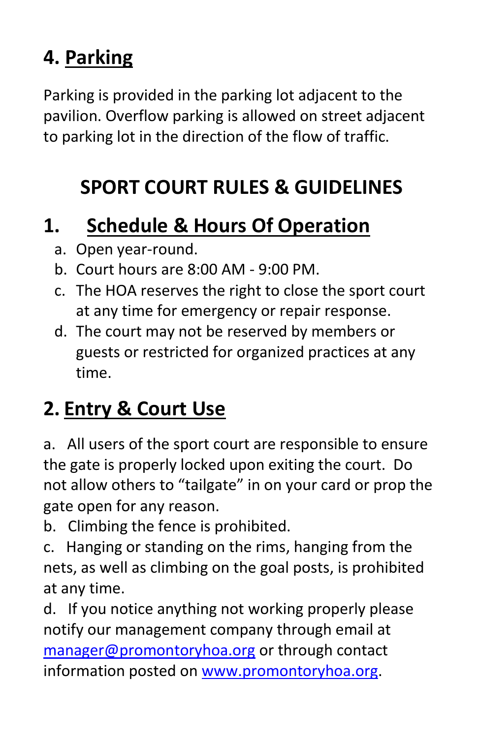## 4. Parking

Parking is provided in the parking lot adjacent to the pavilion. Overflow parking is allowed on street adjacent to parking lot in the direction of the flow of traffic.

# SPORT COURT RULES & GUIDELINES

## 1. Schedule & Hours Of Operation

a. Open year-round.
b. Court hours are 8:00 AM - 9:00 PM.
c. The HOA reserves the right to close the sport court at any time for emergency or repair response.
d. The court may not be reserved by members or guests or restricted for organized practices at any time.

## 2. Entry & Court Use

a. All users of the sport court are responsible to ensure the gate is properly locked upon exiting the court. Do not allow others to "tailgate" in on your card or prop the gate open for any reason.

b. Climbing the fence is prohibited.

c. Hanging or standing on the rims, hanging from the nets, as well as climbing on the goal posts, is prohibited at any time.

d. If you notice anything not working properly please notify our management company through email at [manager@promontoryhoa.org](mailto:manager@promontoryhoa.org) or through contact information posted on [www.promontoryhoa.org](http://www.promontoryhoa.org).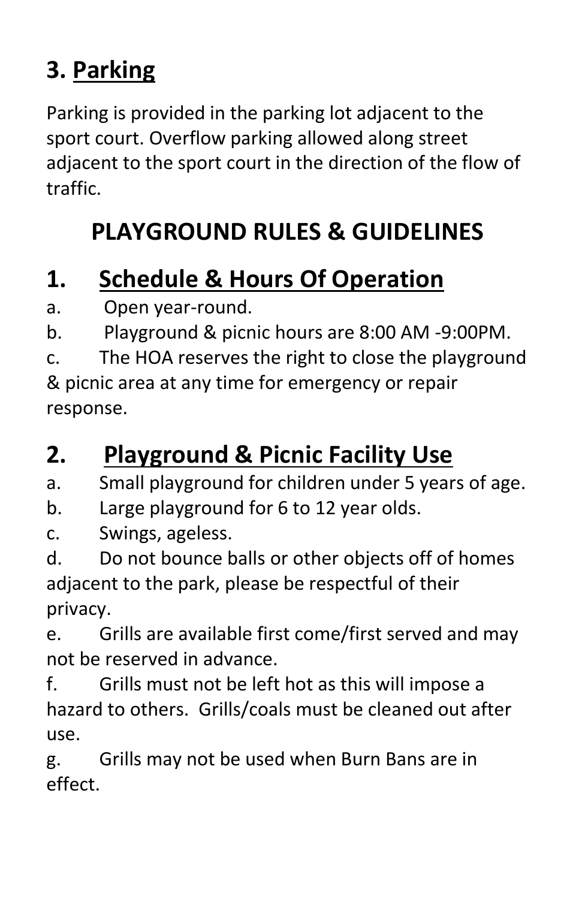## 3. Parking

Parking is provided in the parking lot adjacent to the sport court. Overflow parking allowed along street adjacent to the sport court in the direction of the flow of traffic.

# PLAYGROUND RULES & GUIDELINES

## 1. Schedule & Hours Of Operation

a. Open year-round.

b. Playground & picnic hours are 8:00 AM -9:00PM.

c. The HOA reserves the right to close the playground & picnic area at any time for emergency or repair response.

## 2. Playground & Picnic Facility Use

a. Small playground for children under 5 years of age.

b. Large playground for 6 to 12 year olds.

c. Swings, ageless.

d. Do not bounce balls or other objects off of homes adjacent to the park, please be respectful of their privacy.

e. Grills are available first come/first served and may not be reserved in advance.

f. Grills must not be left hot as this will impose a hazard to others. Grills/coals must be cleaned out after use.

g. Grills may not be used when Burn Bans are in effect.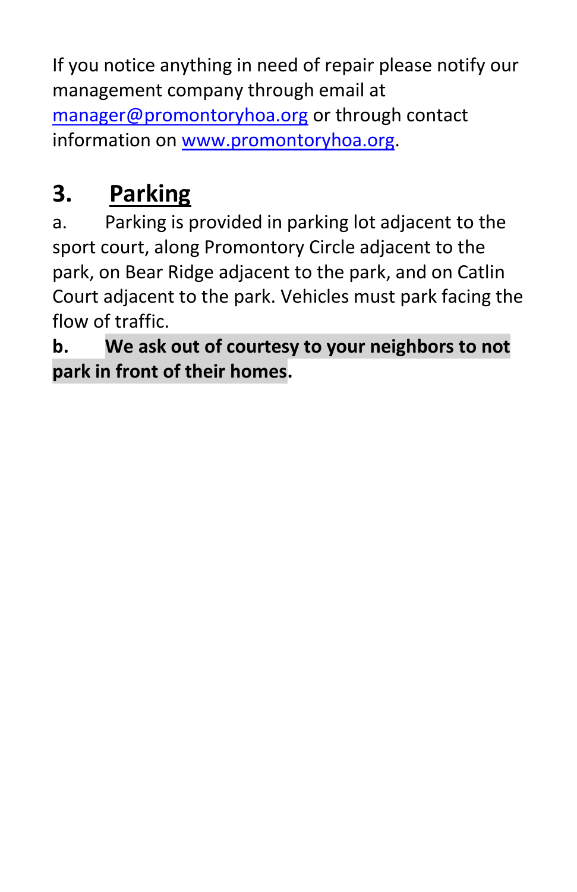If you notice anything in need of repair please notify our management company through email at [manager@promontoryhoa.org](mailto:manager@promontoryhoa.org) or through contact information on [www.promontoryhoa.org](http://www.promontoryhoa.org).

## 3. Parking

a. Parking is provided in parking lot adjacent to the sport court, along Promontory Circle adjacent to the park, on Bear Ridge adjacent to the park, and on Catlin Court adjacent to the park. Vehicles must park facing the flow of traffic.

**b. We ask out of courtesy to your neighbors to not park in front of their homes.**